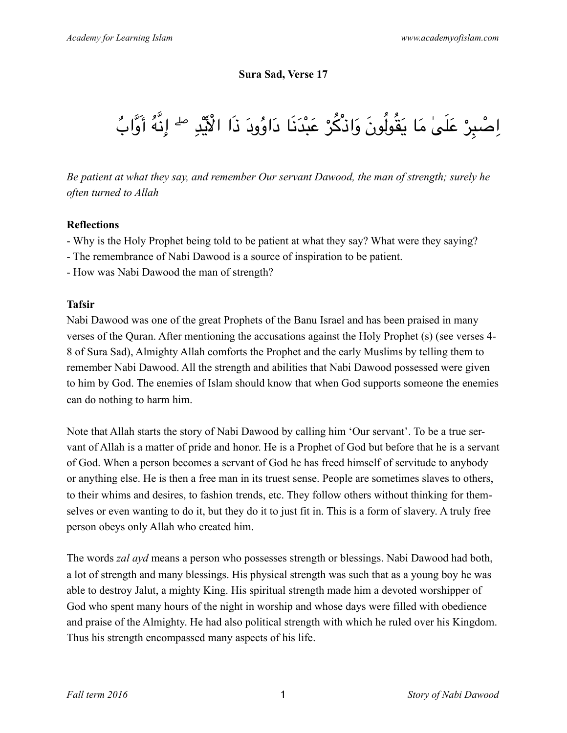**Sura Sad, Verse 17**

اِصْبِرْ عَلَىٰ مَا يَقُولُونَ وَاذْكُرْ عَبْدَنَا دَاوُودَ ذَا الْأَيْدِ ۖ إِنَّهُ أَوَّابٌ

*Be patient at what they say, and remember Our servant Dawood, the man of strength; surely he often turned to Allah*

**Reflections**

- Why is the Holy Prophet being told to be patient at what they say? What were they saying?
- The remembrance of Nabi Dawood is a source of inspiration to be patient.
- How was Nabi Dawood the man of strength?

**Tafsir**

Nabi Dawood was one of the great Prophets of the Banu Israel and has been praised in many verses of the Quran. After mentioning the accusations against the Holy Prophet (s) (see verses 4-8 of Sura Sad), Almighty Allah comforts the Prophet and the early Muslims by telling them to remember Nabi Dawood. All the strength and abilities that Nabi Dawood possessed were given to him by God. The enemies of Islam should know that when God supports someone the enemies can do nothing to harm him.

Note that Allah starts the story of Nabi Dawood by calling him 'Our servant'. To be a true servant of Allah is a matter of pride and honor. He is a Prophet of God but before that he is a servant of God. When a person becomes a servant of God he has freed himself of servitude to anybody or anything else. He is then a free man in its truest sense. People are sometimes slaves to others, to their whims and desires, to fashion trends, etc. They follow others without thinking for themselves or even wanting to do it, but they do it to just fit in. This is a form of slavery. A truly free person obeys only Allah who created him.

The words *zal ayd* means a person who possesses strength or blessings. Nabi Dawood had both, a lot of strength and many blessings. His physical strength was such that as a young boy he was able to destroy Jalut, a mighty King. His spiritual strength made him a devoted worshipper of God who spent many hours of the night in worship and whose days were filled with obedience and praise of the Almighty. He had also political strength with which he ruled over his Kingdom. Thus his strength encompassed many aspects of his life.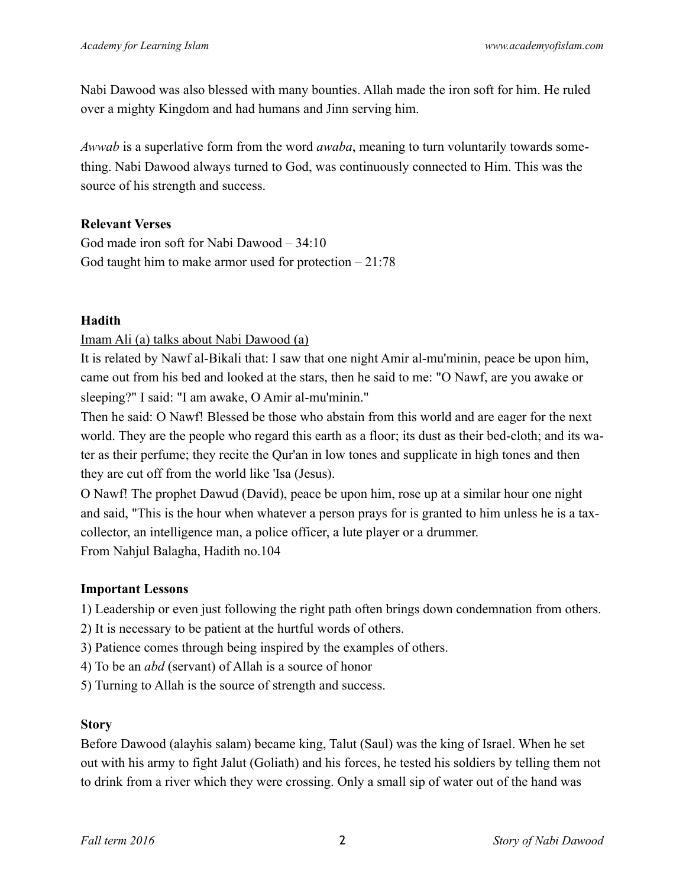Nabi Dawood was also blessed with many bounties. Allah made the iron soft for him. He ruled over a mighty Kingdom and had humans and Jinn serving him.

*Awwab* is a superlative form from the word *awaba*, meaning to turn voluntarily towards something. Nabi Dawood always turned to God, was continuously connected to Him. This was the source of his strength and success.

**Relevant Verses**

God made iron soft for Nabi Dawood – 34:10
God taught him to make armor used for protection – 21:78

**Hadith**

<u>Imam Ali (a) talks about Nabi Dawood (a)</u>

It is related by Nawf al-Bikali that: I saw that one night Amir al-mu'minin, peace be upon him, came out from his bed and looked at the stars, then he said to me: "O Nawf, are you awake or sleeping?" I said: "I am awake, O Amir al-mu'minin."

Then he said: O Nawf! Blessed be those who abstain from this world and are eager for the next world. They are the people who regard this earth as a floor; its dust as their bed-cloth; and its water as their perfume; they recite the Qur'an in low tones and supplicate in high tones and then they are cut off from the world like 'Isa (Jesus).

O Nawf! The prophet Dawud (David), peace be upon him, rose up at a similar hour one night and said, "This is the hour when whatever a person prays for is granted to him unless he is a tax-collector, an intelligence man, a police officer, a lute player or a drummer.

From Nahjul Balagha, Hadith no.104

**Important Lessons**

1) Leadership or even just following the right path often brings down condemnation from others.
2) It is necessary to be patient at the hurtful words of others.
3) Patience comes through being inspired by the examples of others.
4) To be an *abd* (servant) of Allah is a source of honor
5) Turning to Allah is the source of strength and success.

**Story**

Before Dawood (alayhis salam) became king, Talut (Saul) was the king of Israel. When he set out with his army to fight Jalut (Goliath) and his forces, he tested his soldiers by telling them not to drink from a river which they were crossing. Only a small sip of water out of the hand was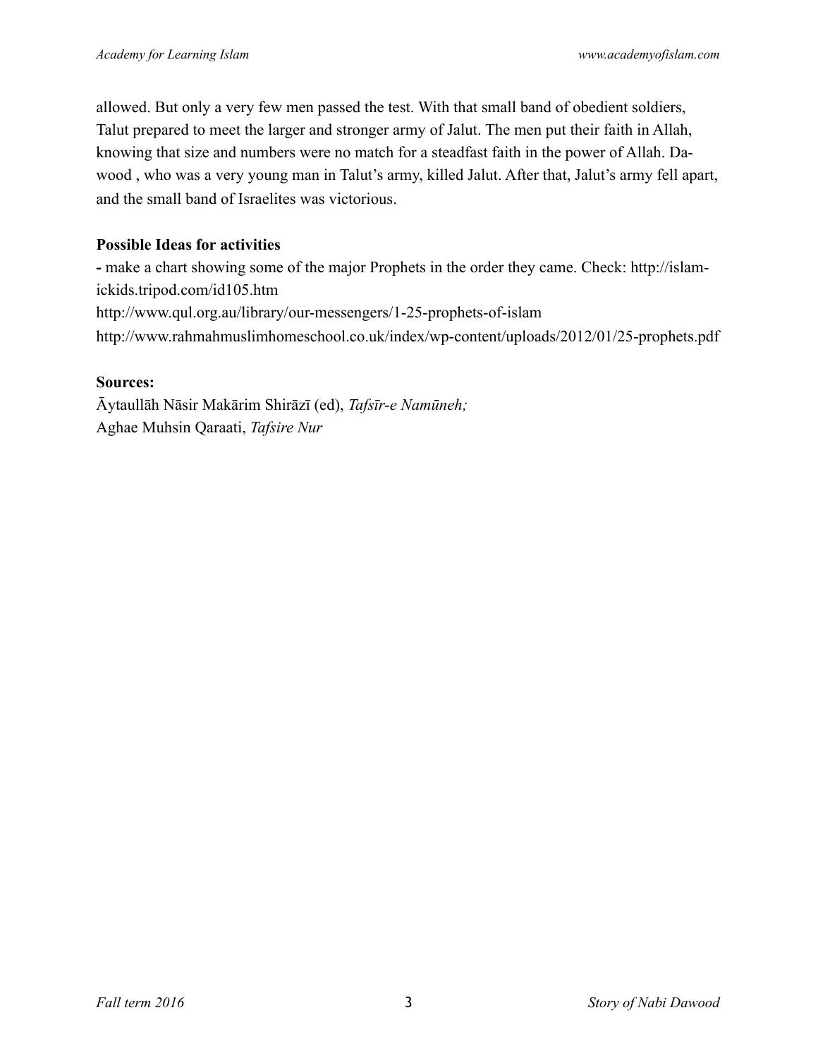allowed. But only a very few men passed the test. With that small band of obedient soldiers, Talut prepared to meet the larger and stronger army of Jalut. The men put their faith in Allah, knowing that size and numbers were no match for a steadfast faith in the power of Allah. Dawood , who was a very young man in Talut's army, killed Jalut. After that, Jalut's army fell apart, and the small band of Israelites was victorious.

**Possible Ideas for activities**

**-** make a chart showing some of the major Prophets in the order they came. Check: http://islamickids.tripod.com/id105.htm
http://www.qul.org.au/library/our-messengers/1-25-prophets-of-islam
http://www.rahmahmuslimhomeschool.co.uk/index/wp-content/uploads/2012/01/25-prophets.pdf

**Sources:**

Āytaullāh Nāsir Makārim Shirāzī (ed), *Tafsīr-e Namūneh;*
Aghae Muhsin Qaraati, *Tafsire Nur*